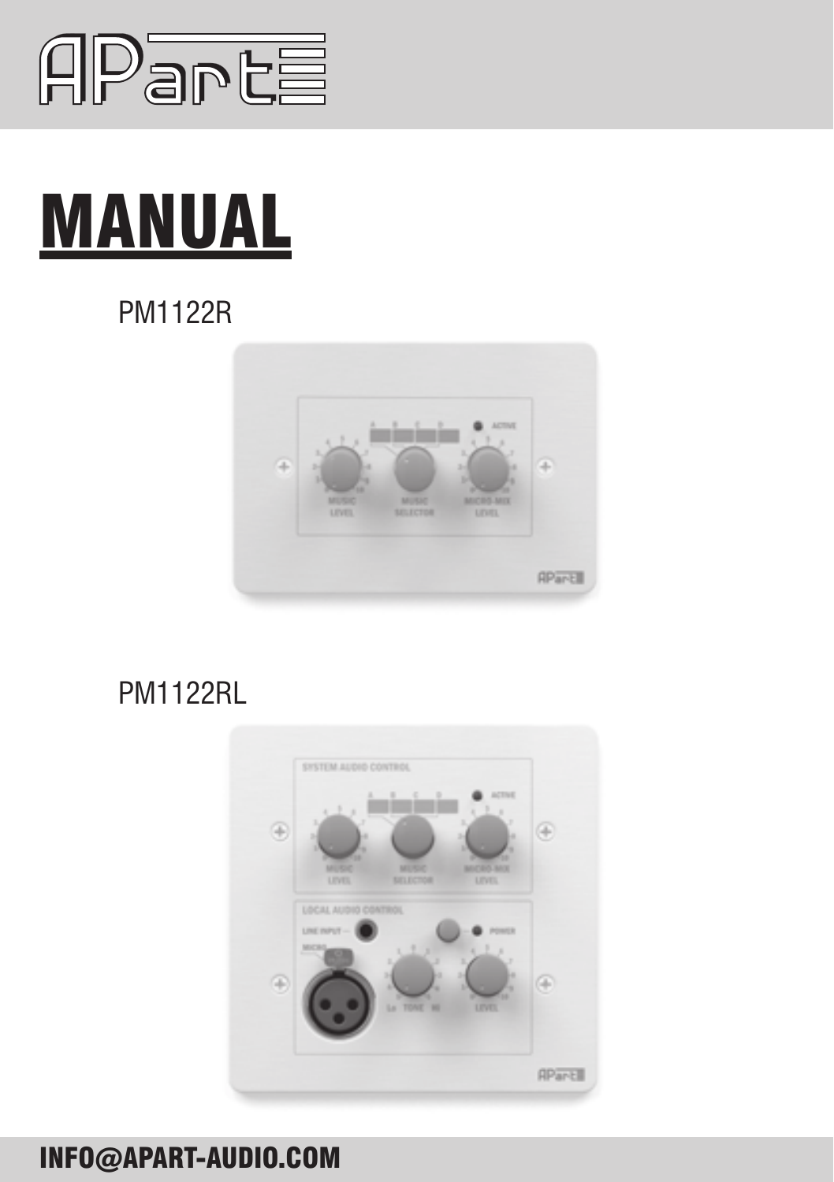# MANUAL

PM1122R

PM1122RL

INFO@APART-AUDIO.COM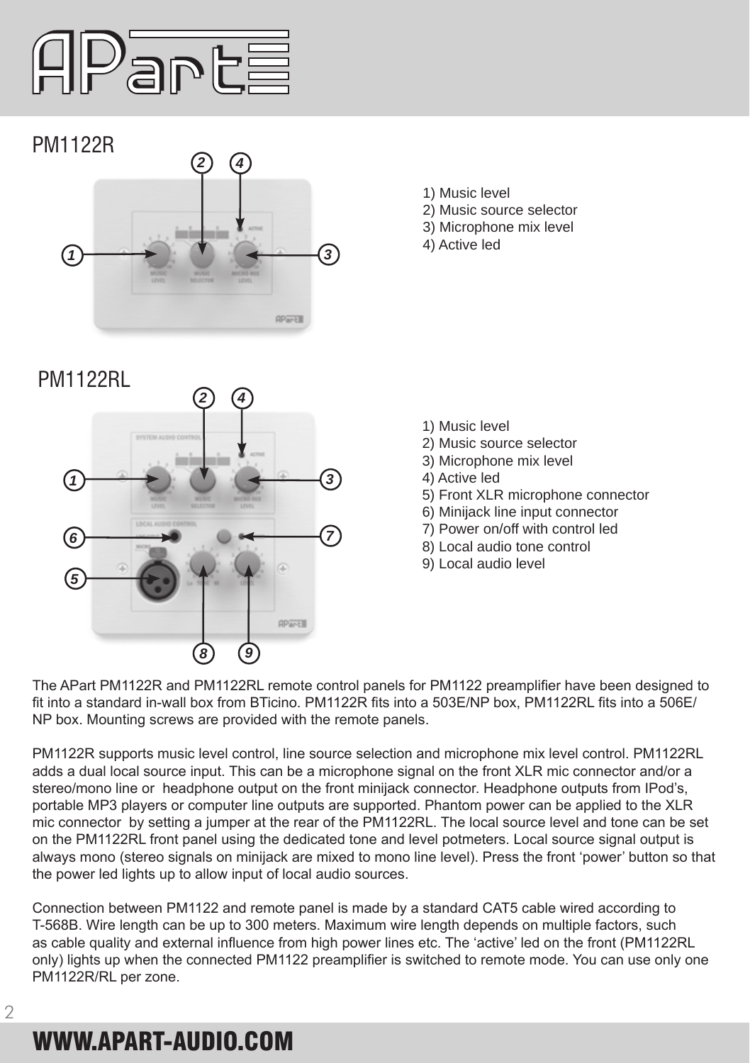## PM1122R

1) Music level
2) Music source selector
3) Microphone mix level
4) Active led

## PM1122RL

1) Music level
2) Music source selector
3) Microphone mix level
4) Active led
5) Front XLR microphone connector
6) Minijack line input connector
7) Power on/off with control led
8) Local audio tone control
9) Local audio level

The APart PM1122R and PM1122RL remote control panels for PM1122 preamplifier have been designed to fit into a standard in-wall box from BTicino. PM1122R fits into a 503E/NP box, PM1122RL fits into a 506E/NP box. Mounting screws are provided with the remote panels.

PM1122R supports music level control, line source selection and microphone mix level control. PM1122RL adds a dual local source input. This can be a microphone signal on the front XLR mic connector and/or a stereo/mono line or headphone output on the front minijack connector. Headphone outputs from IPod's, portable MP3 players or computer line outputs are supported. Phantom power can be applied to the XLR mic connector by setting a jumper at the rear of the PM1122RL. The local source level and tone can be set on the PM1122RL front panel using the dedicated tone and level potmeters. Local source signal output is always mono (stereo signals on minijack are mixed to mono line level). Press the front 'power' button so that the power led lights up to allow input of local audio sources.

Connection between PM1122 and remote panel is made by a standard CAT5 cable wired according to T-568B. Wire length can be up to 300 meters. Maximum wire length depends on multiple factors, such as cable quality and external influence from high power lines etc. The 'active' led on the front (PM1122RL only) lights up when the connected PM1122 preamplifier is switched to remote mode. You can use only one PM1122R/RL per zone.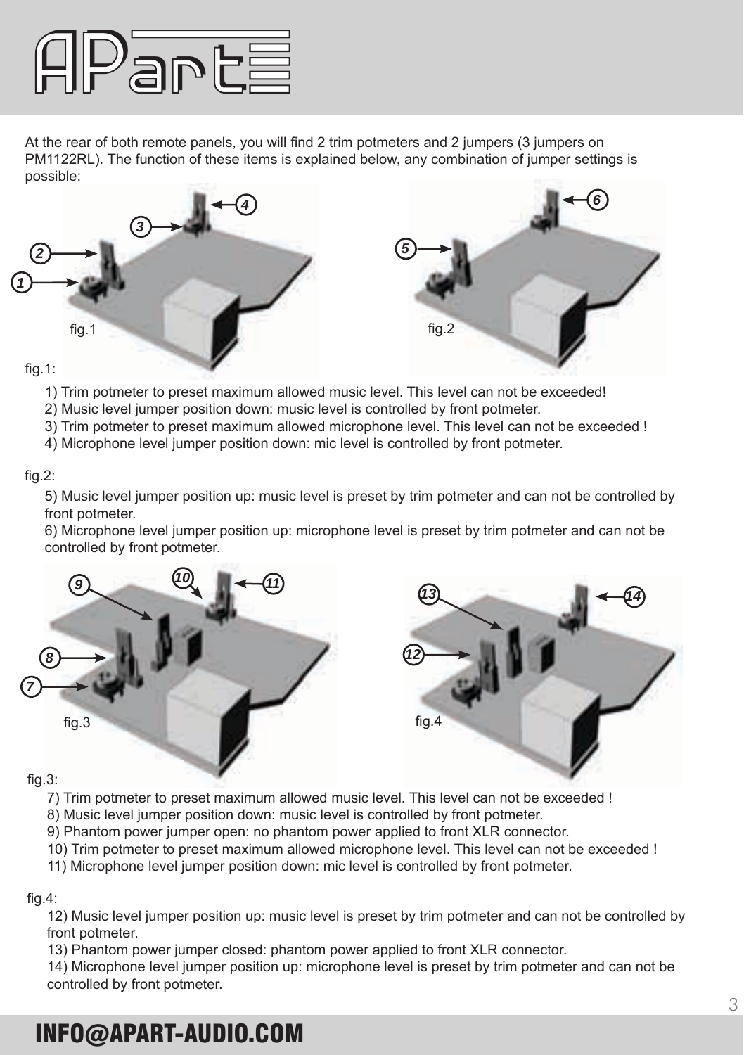At the rear of both remote panels, you will find 2 trim potmeters and 2 jumpers (3 jumpers on PM1122RL). The function of these items is explained below, any combination of jumper settings is possible:

fig.1

fig.2

fig.1:

1) Trim potmeter to preset maximum allowed music level. This level can not be exceeded!
2) Music level jumper position down: music level is controlled by front potmeter.
3) Trim potmeter to preset maximum allowed microphone level. This level can not be exceeded !
4) Microphone level jumper position down: mic level is controlled by front potmeter.

fig.2:

5) Music level jumper position up: music level is preset by trim potmeter and can not be controlled by front potmeter.
6) Microphone level jumper position up: microphone level is preset by trim potmeter and can not be controlled by front potmeter.

fig.3

fig.4

fig.3:

7) Trim potmeter to preset maximum allowed music level. This level can not be exceeded !
8) Music level jumper position down: music level is controlled by front potmeter.
9) Phantom power jumper open: no phantom power applied to front XLR connector.
10) Trim potmeter to preset maximum allowed microphone level. This level can not be exceeded !
11) Microphone level jumper position down: mic level is controlled by front potmeter.

fig.4:

12) Music level jumper position up: music level is preset by trim potmeter and can not be controlled by front potmeter.
13) Phantom power jumper closed: phantom power applied to front XLR connector.
14) Microphone level jumper position up: microphone level is preset by trim potmeter and can not be controlled by front potmeter.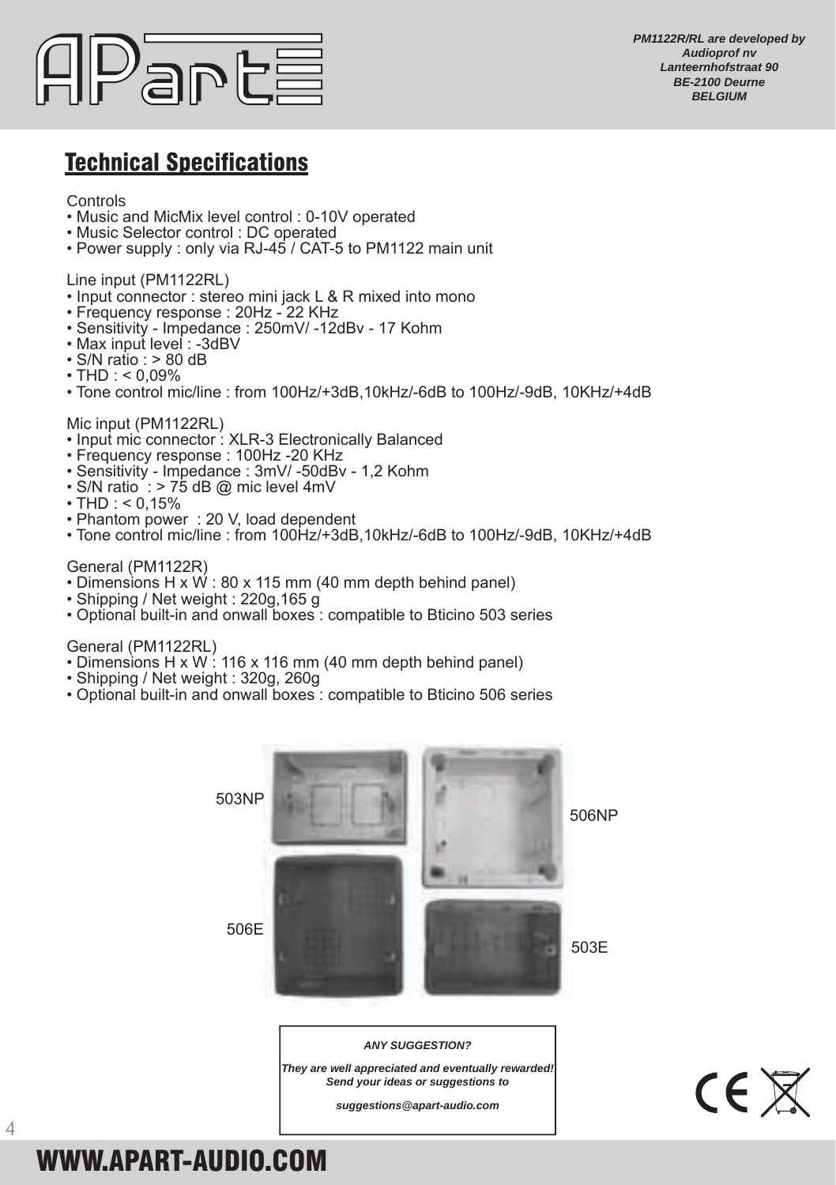*PM1122R/RL are developed by Audioprof nv Lanteernhofstraat 90 BE-2100 Deurne BELGIUM*

## Technical Specifications

Controls
- Music and MicMix level control : 0-10V operated
- Music Selector control : DC operated
- Power supply : only via RJ-45 / CAT-5 to PM1122 main unit

Line input (PM1122RL)
- Input connector : stereo mini jack L & R mixed into mono
- Frequency response : 20Hz - 22 KHz
- Sensitivity - Impedance : 250mV/ -12dBv - 17 Kohm
- Max input level : -3dBV
- S/N ratio : > 80 dB
- THD : < 0,09%
- Tone control mic/line : from 100Hz/+3dB,10kHz/-6dB to 100Hz/-9dB, 10KHz/+4dB

Mic input (PM1122RL)
- Input mic connector : XLR-3 Electronically Balanced
- Frequency response : 100Hz -20 KHz
- Sensitivity - Impedance : 3mV/ -50dBv - 1,2 Kohm
- S/N ratio : > 75 dB @ mic level 4mV
- THD : < 0,15%
- Phantom power : 20 V, load dependent
- Tone control mic/line : from 100Hz/+3dB,10kHz/-6dB to 100Hz/-9dB, 10KHz/+4dB

General (PM1122R)
- Dimensions H x W : 80 x 115 mm (40 mm depth behind panel)
- Shipping / Net weight : 220g,165 g
- Optional built-in and onwall boxes : compatible to Bticino 503 series

General (PM1122RL)
- Dimensions H x W : 116 x 116 mm (40 mm depth behind panel)
- Shipping / Net weight : 320g, 260g
- Optional built-in and onwall boxes : compatible to Bticino 506 series

503NP

506NP

506E

503E

***ANY SUGGESTION?***

***They are well appreciated and eventually rewarded! Send your ideas or suggestions to***

***suggestions@apart-audio.com***

**WWW.APART-AUDIO.COM**